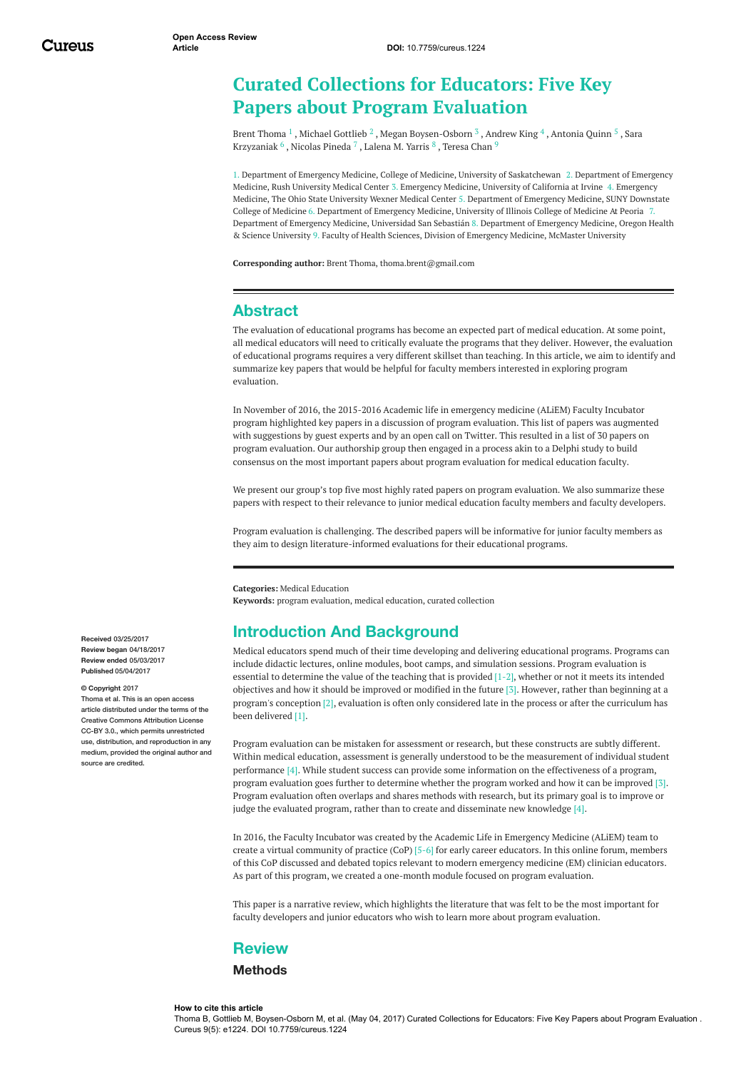Open Access Review Article

DOI: 10.7759/cureus.1224

# Curated Collections for Educators: Five Key Papers about Program Evaluation

Brent Thoma [1], Michael Gottlieb [2], Megan Boysen-Osborn [3], Andrew King [4], Antonia Quinn [5], Sara Krzyzaniak [6], Nicolas Pineda [7], Lalena M. Yarris [8], Teresa Chan [9]

1. Department of Emergency Medicine, College of Medicine, University of Saskatchewan 2. Department of Emergency Medicine, Rush University Medical Center 3. Emergency Medicine, University of California at Irvine 4. Emergency Medicine, The Ohio State University Wexner Medical Center 5. Department of Emergency Medicine, SUNY Downstate College of Medicine 6. Department of Emergency Medicine, University of Illinois College of Medicine At Peoria 7. Department of Emergency Medicine, Universidad San Sebastián 8. Department of Emergency Medicine, Oregon Health & Science University 9. Faculty of Health Sciences, Division of Emergency Medicine, McMaster University

**Corresponding author:** Brent Thoma, thoma.brent@gmail.com

## Abstract

The evaluation of educational programs has become an expected part of medical education. At some point, all medical educators will need to critically evaluate the programs that they deliver. However, the evaluation of educational programs requires a very different skillset than teaching. In this article, we aim to identify and summarize key papers that would be helpful for faculty members interested in exploring program evaluation.

In November of 2016, the 2015-2016 Academic life in emergency medicine (ALiEM) Faculty Incubator program highlighted key papers in a discussion of program evaluation. This list of papers was augmented with suggestions by guest experts and by an open call on Twitter. This resulted in a list of 30 papers on program evaluation. Our authorship group then engaged in a process akin to a Delphi study to build consensus on the most important papers about program evaluation for medical education faculty.

We present our group's top five most highly rated papers on program evaluation. We also summarize these papers with respect to their relevance to junior medical education faculty members and faculty developers.

Program evaluation is challenging. The described papers will be informative for junior faculty members as they aim to design literature-informed evaluations for their educational programs.

**Categories:** Medical Education
**Keywords:** program evaluation, medical education, curated collection

**Received** 03/25/2017
**Review began** 04/18/2017
**Review ended** 05/03/2017
**Published** 05/04/2017

**© Copyright** 2017
Thoma et al. This is an open access article distributed under the terms of the Creative Commons Attribution License CC-BY 3.0., which permits unrestricted use, distribution, and reproduction in any medium, provided the original author and source are credited.

## Introduction And Background

Medical educators spend much of their time developing and delivering educational programs. Programs can include didactic lectures, online modules, boot camps, and simulation sessions. Program evaluation is essential to determine the value of the teaching that is provided [1-2], whether or not it meets its intended objectives and how it should be improved or modified in the future [3]. However, rather than beginning at a program's conception [2], evaluation is often only considered late in the process or after the curriculum has been delivered [1].

Program evaluation can be mistaken for assessment or research, but these constructs are subtly different. Within medical education, assessment is generally understood to be the measurement of individual student performance [4]. While student success can provide some information on the effectiveness of a program, program evaluation goes further to determine whether the program worked and how it can be improved [3]. Program evaluation often overlaps and shares methods with research, but its primary goal is to improve or judge the evaluated program, rather than to create and disseminate new knowledge [4].

In 2016, the Faculty Incubator was created by the Academic Life in Emergency Medicine (ALiEM) team to create a virtual community of practice (CoP) [5-6] for early career educators. In this online forum, members of this CoP discussed and debated topics relevant to modern emergency medicine (EM) clinician educators. As part of this program, we created a one-month module focused on program evaluation.

This paper is a narrative review, which highlights the literature that was felt to be the most important for faculty developers and junior educators who wish to learn more about program evaluation.

## Review

### Methods

**How to cite this article**
Thoma B, Gottlieb M, Boysen-Osborn M, et al. (May 04, 2017) Curated Collections for Educators: Five Key Papers about Program Evaluation . Cureus 9(5): e1224. DOI 10.7759/cureus.1224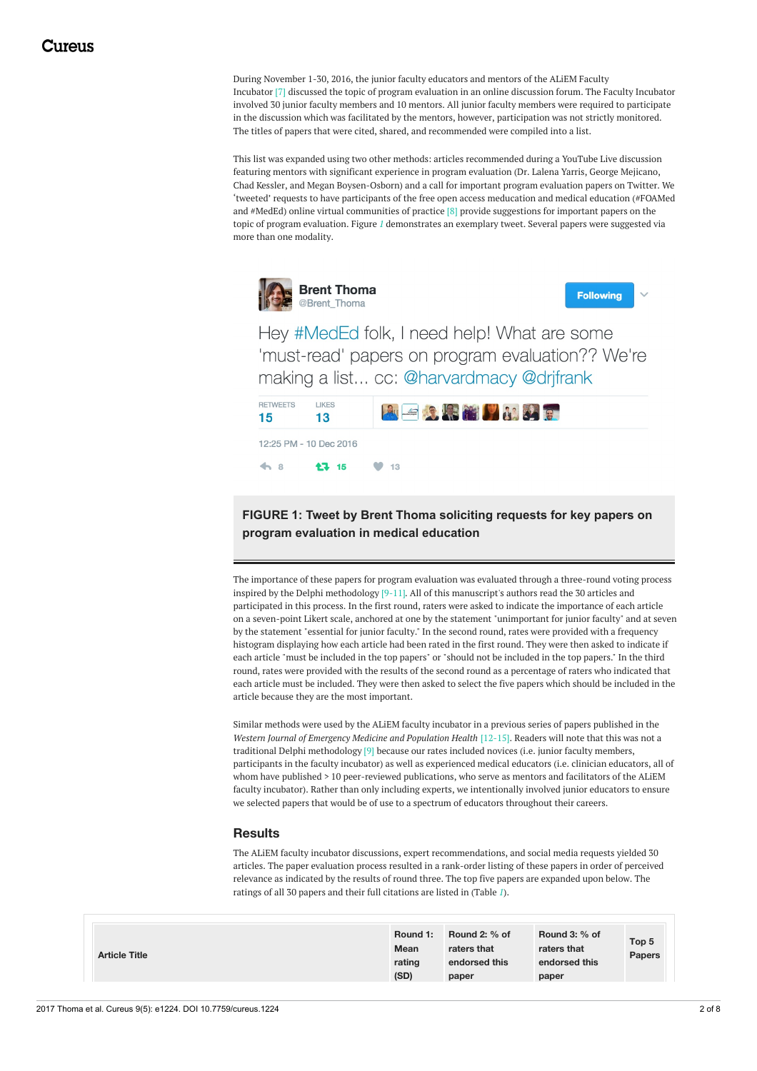During November 1-30, 2016, the junior faculty educators and mentors of the ALiEM Faculty Incubator [7] discussed the topic of program evaluation in an online discussion forum. The Faculty Incubator involved 30 junior faculty members and 10 mentors. All junior faculty members were required to participate in the discussion which was facilitated by the mentors, however, participation was not strictly monitored. The titles of papers that were cited, shared, and recommended were compiled into a list.

This list was expanded using two other methods: articles recommended during a YouTube Live discussion featuring mentors with significant experience in program evaluation (Dr. Lalena Yarris, George Mejicano, Chad Kessler, and Megan Boysen-Osborn) and a call for important program evaluation papers on Twitter. We 'tweeted' requests to have participants of the free open access meducation and medical education (#FOAMed and #MedEd) online virtual communities of practice [8] provide suggestions for important papers on the topic of program evaluation. Figure 1 demonstrates an exemplary tweet. Several papers were suggested via more than one modality.

**FIGURE 1: Tweet by Brent Thoma soliciting requests for key papers on program evaluation in medical education**

The importance of these papers for program evaluation was evaluated through a three-round voting process inspired by the Delphi methodology [9-11]. All of this manuscript's authors read the 30 articles and participated in this process. In the first round, raters were asked to indicate the importance of each article on a seven-point Likert scale, anchored at one by the statement "unimportant for junior faculty" and at seven by the statement "essential for junior faculty." In the second round, rates were provided with a frequency histogram displaying how each article had been rated in the first round. They were then asked to indicate if each article "must be included in the top papers" or "should not be included in the top papers." In the third round, rates were provided with the results of the second round as a percentage of raters who indicated that each article must be included. They were then asked to select the five papers which should be included in the article because they are the most important.

Similar methods were used by the ALiEM faculty incubator in a previous series of papers published in the *Western Journal of Emergency Medicine and Population Health* [12-15]. Readers will note that this was not a traditional Delphi methodology [9] because our rates included novices (i.e. junior faculty members, participants in the faculty incubator) as well as experienced medical educators (i.e. clinician educators, all of whom have published > 10 peer-reviewed publications, who serve as mentors and facilitators of the ALiEM faculty incubator). Rather than only including experts, we intentionally involved junior educators to ensure we selected papers that would be of use to a spectrum of educators throughout their careers.

## Results

The ALiEM faculty incubator discussions, expert recommendations, and social media requests yielded 30 articles. The paper evaluation process resulted in a rank-order listing of these papers in order of perceived relevance as indicated by the results of round three. The top five papers are expanded upon below. The ratings of all 30 papers and their full citations are listed in (Table 1).

| Article Title | Round 1: Mean rating (SD) | Round 2: % of raters that endorsed this paper | Round 3: % of raters that endorsed this paper | Top 5 Papers |
|---|---|---|---|---|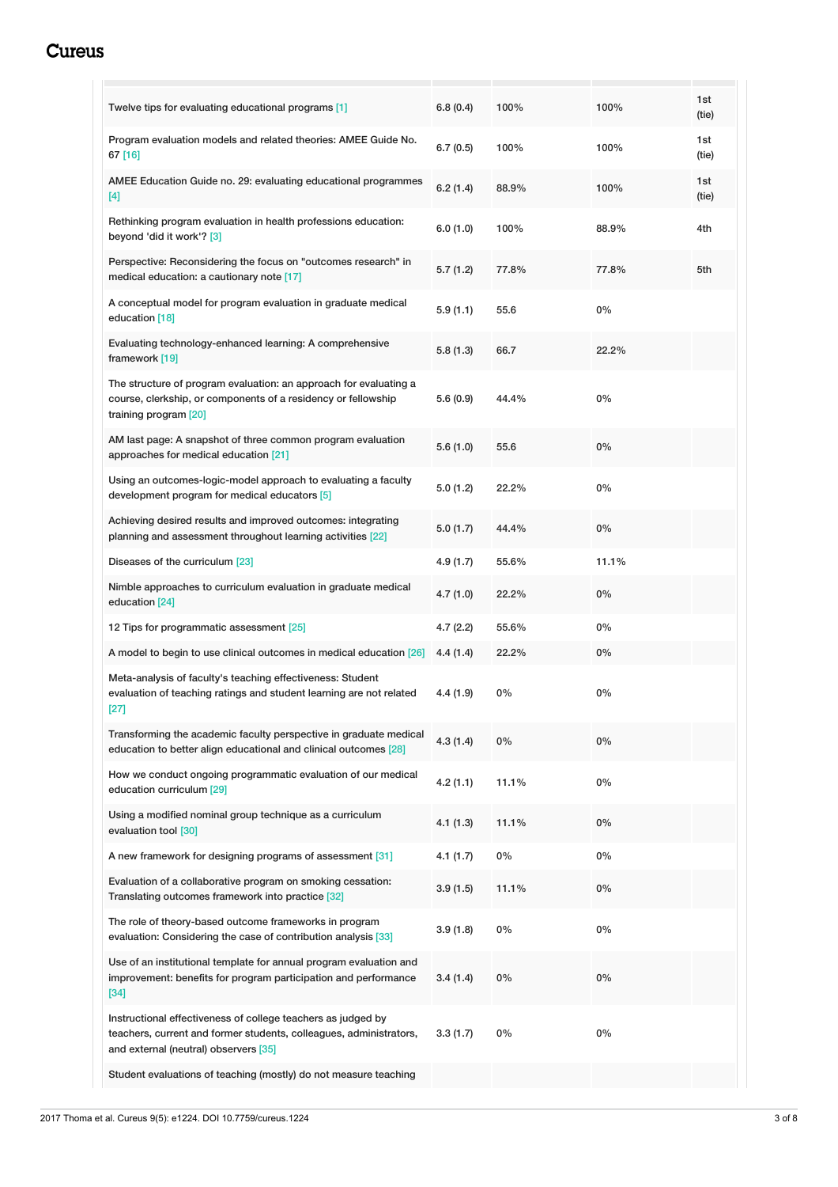| | | | | |
|---|---|---|---|---|
| Twelve tips for evaluating educational programs [1] | 6.8 (0.4) | 100% | 100% | 1st (tie) |
| Program evaluation models and related theories: AMEE Guide No. 67 [16] | 6.7 (0.5) | 100% | 100% | 1st (tie) |
| AMEE Education Guide no. 29: evaluating educational programmes [4] | 6.2 (1.4) | 88.9% | 100% | 1st (tie) |
| Rethinking program evaluation in health professions education: beyond 'did it work'? [3] | 6.0 (1.0) | 100% | 88.9% | 4th |
| Perspective: Reconsidering the focus on "outcomes research" in medical education: a cautionary note [17] | 5.7 (1.2) | 77.8% | 77.8% | 5th |
| A conceptual model for program evaluation in graduate medical education [18] | 5.9 (1.1) | 55.6 | 0% | |
| Evaluating technology-enhanced learning: A comprehensive framework [19] | 5.8 (1.3) | 66.7 | 22.2% | |
| The structure of program evaluation: an approach for evaluating a course, clerkship, or components of a residency or fellowship training program [20] | 5.6 (0.9) | 44.4% | 0% | |
| AM last page: A snapshot of three common program evaluation approaches for medical education [21] | 5.6 (1.0) | 55.6 | 0% | |
| Using an outcomes-logic-model approach to evaluating a faculty development program for medical educators [5] | 5.0 (1.2) | 22.2% | 0% | |
| Achieving desired results and improved outcomes: integrating planning and assessment throughout learning activities [22] | 5.0 (1.7) | 44.4% | 0% | |
| Diseases of the curriculum [23] | 4.9 (1.7) | 55.6% | 11.1% | |
| Nimble approaches to curriculum evaluation in graduate medical education [24] | 4.7 (1.0) | 22.2% | 0% | |
| 12 Tips for programmatic assessment [25] | 4.7 (2.2) | 55.6% | 0% | |
| A model to begin to use clinical outcomes in medical education [26] | 4.4 (1.4) | 22.2% | 0% | |
| Meta-analysis of faculty's teaching effectiveness: Student evaluation of teaching ratings and student learning are not related [27] | 4.4 (1.9) | 0% | 0% | |
| Transforming the academic faculty perspective in graduate medical education to better align educational and clinical outcomes [28] | 4.3 (1.4) | 0% | 0% | |
| How we conduct ongoing programmatic evaluation of our medical education curriculum [29] | 4.2 (1.1) | 11.1% | 0% | |
| Using a modified nominal group technique as a curriculum evaluation tool [30] | 4.1 (1.3) | 11.1% | 0% | |
| A new framework for designing programs of assessment [31] | 4.1 (1.7) | 0% | 0% | |
| Evaluation of a collaborative program on smoking cessation: Translating outcomes framework into practice [32] | 3.9 (1.5) | 11.1% | 0% | |
| The role of theory-based outcome frameworks in program evaluation: Considering the case of contribution analysis [33] | 3.9 (1.8) | 0% | 0% | |
| Use of an institutional template for annual program evaluation and improvement: benefits for program participation and performance [34] | 3.4 (1.4) | 0% | 0% | |
| Instructional effectiveness of college teachers as judged by teachers, current and former students, colleagues, administrators, and external (neutral) observers [35] | 3.3 (1.7) | 0% | 0% | |
| Student evaluations of teaching (mostly) do not measure teaching | | | | |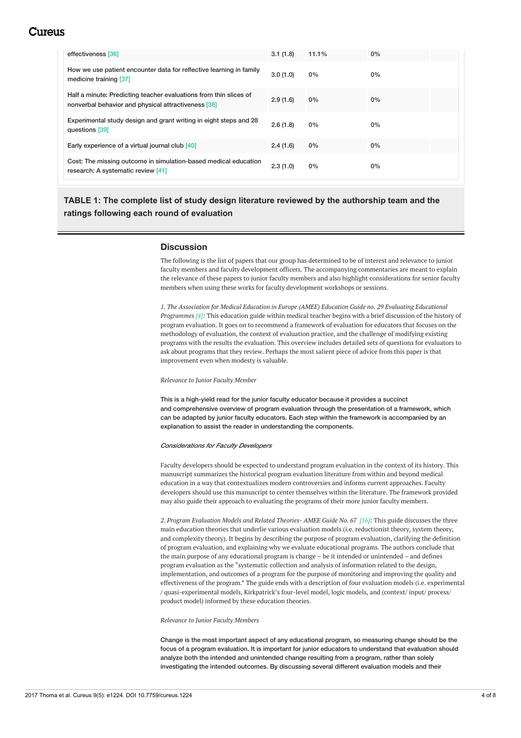| | | | | |
|---|---|---|---|---|
| effectiveness [36] | 3.1 (1.8) | 11.1% | 0% | |
| How we use patient encounter data for reflective learning in family medicine training [37] | 3.0 (1.0) | 0% | 0% | |
| Half a minute: Predicting teacher evaluations from thin slices of nonverbal behavior and physical attractiveness [38] | 2.9 (1.6) | 0% | 0% | |
| Experimental study design and grant writing in eight steps and 28 questions [39] | 2.6 (1.8) | 0% | 0% | |
| Early experience of a virtual journal club [40] | 2.4 (1.6) | 0% | 0% | |
| Cost: The missing outcome in simulation-based medical education research: A systematic review [41] | 2.3 (1.0) | 0% | 0% | |

**TABLE 1: The complete list of study design literature reviewed by the authorship team and the ratings following each round of evaluation**

## Discussion

The following is the list of papers that our group has determined to be of interest and relevance to junior faculty members and faculty development officers. The accompanying commentaries are meant to explain the relevance of these papers to junior faculty members and also highlight considerations for senior faculty members when using these works for faculty development workshops or sessions.

*1. The Association for Medical Education in Europe (AMEE) Education Guide no. 29 Evaluating Educational Programmes [4]*: This education guide within medical teacher begins with a brief discussion of the history of program evaluation. It goes on to recommend a framework of evaluation for educators that focuses on the methodology of evaluation, the context of evaluation practice, and the challenge of modifying existing programs with the results the evaluation. This overview includes detailed sets of questions for evaluators to ask about programs that they review. Perhaps the most salient piece of advice from this paper is that improvement even when modesty is valuable.

*Relevance to Junior Faculty Member*

This is a high-yield read for the junior faculty educator because it provides a succinct and comprehensive overview of program evaluation through the presentation of a framework, which can be adapted by junior faculty educators. Each step within the framework is accompanied by an explanation to assist the reader in understanding the components.

*Considerations for Faculty Developers*

Faculty developers should be expected to understand program evaluation in the context of its history. This manuscript summarizes the historical program evaluation literature from within and beyond medical education in a way that contextualizes modern controversies and informs current approaches. Faculty developers should use this manuscript to center themselves within the literature. The framework provided may also guide their approach to evaluating the programs of their more junior faculty members.

*2. Program Evaluation Models and Related Theories- AMEE Guide No. 67 [16]*: This guide discusses the three main education theories that underlie various evaluation models (i.e. reductionist theory, system theory, and complexity theory). It begins by describing the purpose of program evaluation, clarifying the definition of program evaluation, and explaining why we evaluate educational programs. The authors conclude that the main purpose of any educational program is change – be it intended or unintended – and defines program evaluation as the "systematic collection and analysis of information related to the design, implementation, and outcomes of a program for the purpose of monitoring and improving the quality and effectiveness of the program." The guide ends with a description of four evaluation models (i.e. experimental / quasi-experimental models, Kirkpatrick's four-level model, logic models, and (context/ input/ process/ product model) informed by these education theories.

*Relevance to Junior Faculty Members*

Change is the most important aspect of any educational program, so measuring change should be the focus of a program evaluation. It is important for junior educators to understand that evaluation should analyze both the intended and unintended change resulting from a program, rather than solely investigating the intended outcomes. By discussing several different evaluation models and their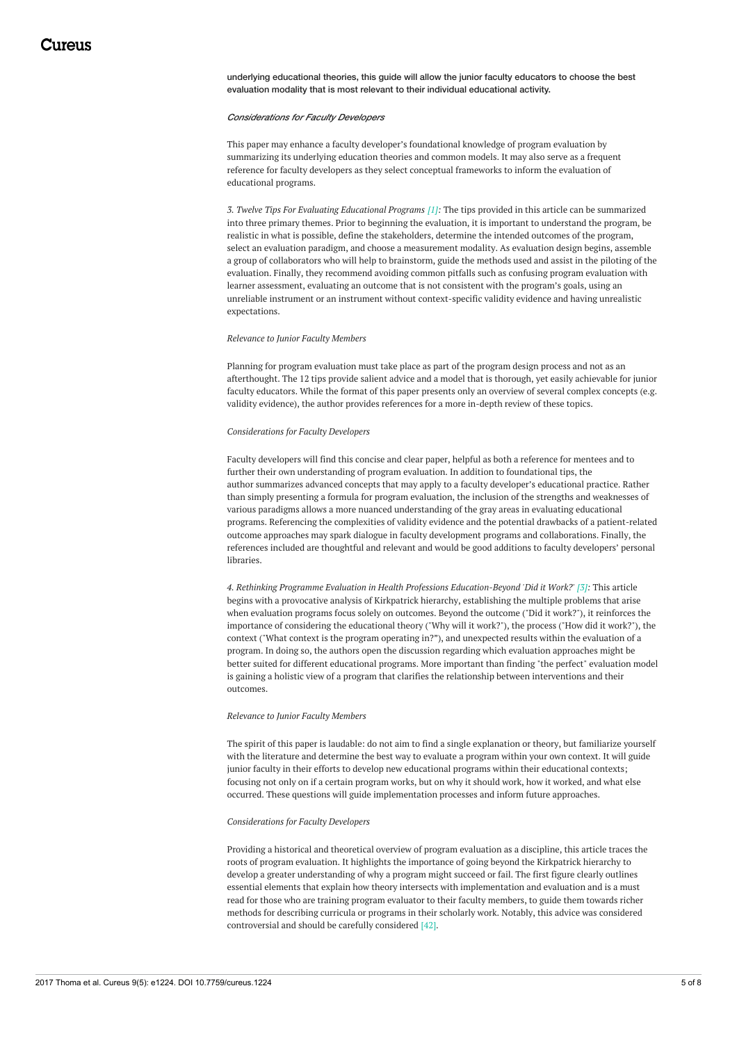underlying educational theories, this guide will allow the junior faculty educators to choose the best evaluation modality that is most relevant to their individual educational activity.

*Considerations for Faculty Developers*

This paper may enhance a faculty developer's foundational knowledge of program evaluation by summarizing its underlying education theories and common models. It may also serve as a frequent reference for faculty developers as they select conceptual frameworks to inform the evaluation of educational programs.

*3. Twelve Tips For Evaluating Educational Programs [1]:* The tips provided in this article can be summarized into three primary themes. Prior to beginning the evaluation, it is important to understand the program, be realistic in what is possible, define the stakeholders, determine the intended outcomes of the program, select an evaluation paradigm, and choose a measurement modality. As evaluation design begins, assemble a group of collaborators who will help to brainstorm, guide the methods used and assist in the piloting of the evaluation. Finally, they recommend avoiding common pitfalls such as confusing program evaluation with learner assessment, evaluating an outcome that is not consistent with the program's goals, using an unreliable instrument or an instrument without context-specific validity evidence and having unrealistic expectations.

*Relevance to Junior Faculty Members*

Planning for program evaluation must take place as part of the program design process and not as an afterthought. The 12 tips provide salient advice and a model that is thorough, yet easily achievable for junior faculty educators. While the format of this paper presents only an overview of several complex concepts (e.g. validity evidence), the author provides references for a more in-depth review of these topics.

*Considerations for Faculty Developers*

Faculty developers will find this concise and clear paper, helpful as both a reference for mentees and to further their own understanding of program evaluation. In addition to foundational tips, the author summarizes advanced concepts that may apply to a faculty developer's educational practice. Rather than simply presenting a formula for program evaluation, the inclusion of the strengths and weaknesses of various paradigms allows a more nuanced understanding of the gray areas in evaluating educational programs. Referencing the complexities of validity evidence and the potential drawbacks of a patient-related outcome approaches may spark dialogue in faculty development programs and collaborations. Finally, the references included are thoughtful and relevant and would be good additions to faculty developers' personal libraries.

*4. Rethinking Programme Evaluation in Health Professions Education-Beyond 'Did it Work?' [3]:* This article begins with a provocative analysis of Kirkpatrick hierarchy, establishing the multiple problems that arise when evaluation programs focus solely on outcomes. Beyond the outcome ("Did it work?"), it reinforces the importance of considering the educational theory ("Why will it work?"), the process ("How did it work?"), the context ("What context is the program operating in?"), and unexpected results within the evaluation of a program. In doing so, the authors open the discussion regarding which evaluation approaches might be better suited for different educational programs. More important than finding "the perfect" evaluation model is gaining a holistic view of a program that clarifies the relationship between interventions and their outcomes.

*Relevance to Junior Faculty Members*

The spirit of this paper is laudable: do not aim to find a single explanation or theory, but familiarize yourself with the literature and determine the best way to evaluate a program within your own context. It will guide junior faculty in their efforts to develop new educational programs within their educational contexts; focusing not only on if a certain program works, but on why it should work, how it worked, and what else occurred. These questions will guide implementation processes and inform future approaches.

*Considerations for Faculty Developers*

Providing a historical and theoretical overview of program evaluation as a discipline, this article traces the roots of program evaluation. It highlights the importance of going beyond the Kirkpatrick hierarchy to develop a greater understanding of why a program might succeed or fail. The first figure clearly outlines essential elements that explain how theory intersects with implementation and evaluation and is a must read for those who are training program evaluator to their faculty members, to guide them towards richer methods for describing curricula or programs in their scholarly work. Notably, this advice was considered controversial and should be carefully considered [42].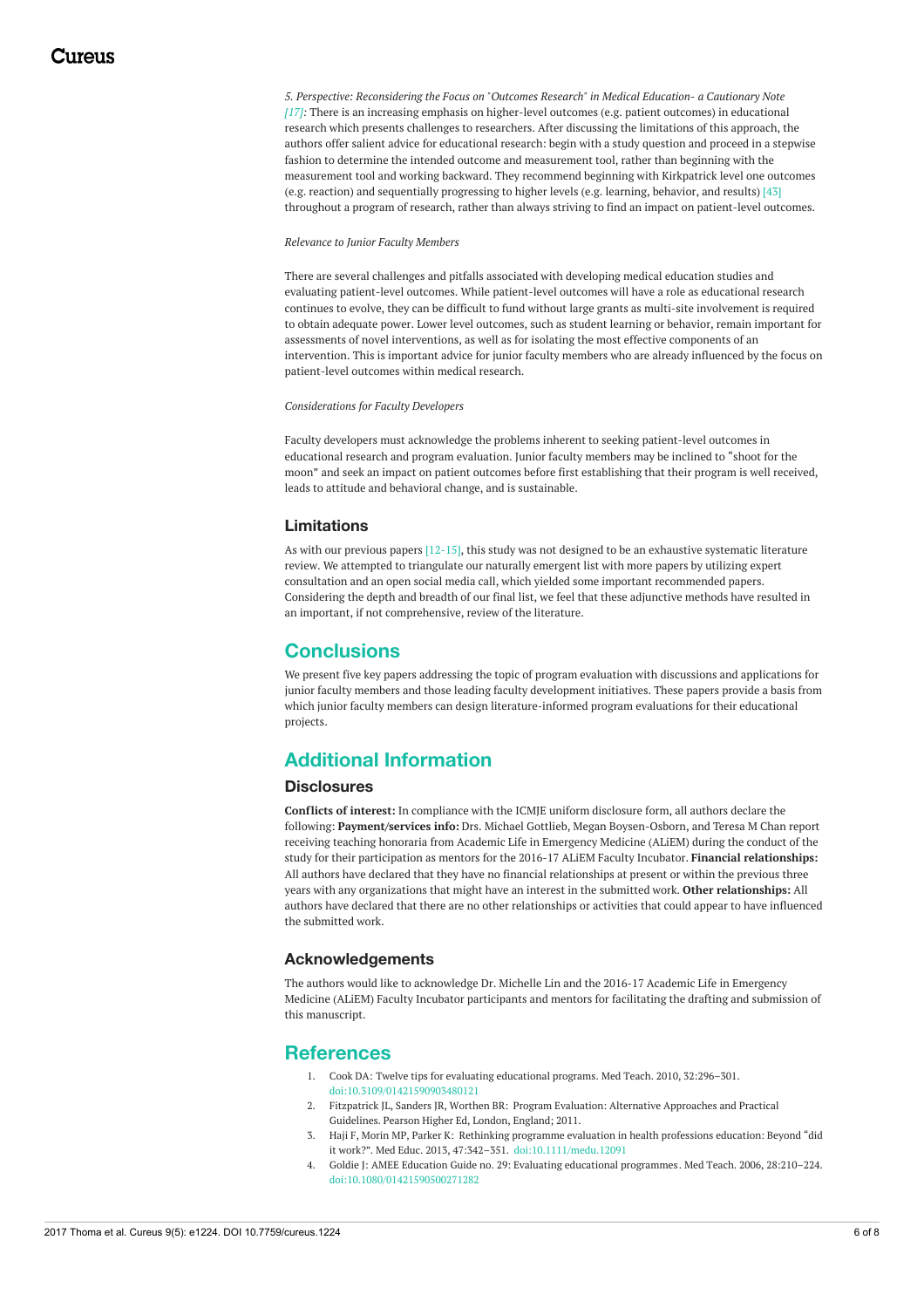*5. Perspective: Reconsidering the Focus on "Outcomes Research" in Medical Education- a Cautionary Note [17]:* There is an increasing emphasis on higher-level outcomes (e.g. patient outcomes) in educational research which presents challenges to researchers. After discussing the limitations of this approach, the authors offer salient advice for educational research: begin with a study question and proceed in a stepwise fashion to determine the intended outcome and measurement tool, rather than beginning with the measurement tool and working backward. They recommend beginning with Kirkpatrick level one outcomes (e.g. reaction) and sequentially progressing to higher levels (e.g. learning, behavior, and results) [43] throughout a program of research, rather than always striving to find an impact on patient-level outcomes.

*Relevance to Junior Faculty Members*

There are several challenges and pitfalls associated with developing medical education studies and evaluating patient-level outcomes. While patient-level outcomes will have a role as educational research continues to evolve, they can be difficult to fund without large grants as multi-site involvement is required to obtain adequate power. Lower level outcomes, such as student learning or behavior, remain important for assessments of novel interventions, as well as for isolating the most effective components of an intervention. This is important advice for junior faculty members who are already influenced by the focus on patient-level outcomes within medical research.

*Considerations for Faculty Developers*

Faculty developers must acknowledge the problems inherent to seeking patient-level outcomes in educational research and program evaluation. Junior faculty members may be inclined to "shoot for the moon" and seek an impact on patient outcomes before first establishing that their program is well received, leads to attitude and behavioral change, and is sustainable.

### Limitations

As with our previous papers [12-15], this study was not designed to be an exhaustive systematic literature review. We attempted to triangulate our naturally emergent list with more papers by utilizing expert consultation and an open social media call, which yielded some important recommended papers. Considering the depth and breadth of our final list, we feel that these adjunctive methods have resulted in an important, if not comprehensive, review of the literature.

## Conclusions

We present five key papers addressing the topic of program evaluation with discussions and applications for junior faculty members and those leading faculty development initiatives. These papers provide a basis from which junior faculty members can design literature-informed program evaluations for their educational projects.

## Additional Information

### Disclosures

**Conflicts of interest:** In compliance with the ICMJE uniform disclosure form, all authors declare the following: **Payment/services info:** Drs. Michael Gottlieb, Megan Boysen-Osborn, and Teresa M Chan report receiving teaching honoraria from Academic Life in Emergency Medicine (ALiEM) during the conduct of the study for their participation as mentors for the 2016-17 ALiEM Faculty Incubator. **Financial relationships:** All authors have declared that they have no financial relationships at present or within the previous three years with any organizations that might have an interest in the submitted work. **Other relationships:** All authors have declared that there are no other relationships or activities that could appear to have influenced the submitted work.

### Acknowledgements

The authors would like to acknowledge Dr. Michelle Lin and the 2016-17 Academic Life in Emergency Medicine (ALiEM) Faculty Incubator participants and mentors for facilitating the drafting and submission of this manuscript.

## References

1. Cook DA: Twelve tips for evaluating educational programs. Med Teach. 2010, 32:296–301. doi:10.3109/01421590903480121
2. Fitzpatrick JL, Sanders JR, Worthen BR: Program Evaluation: Alternative Approaches and Practical Guidelines. Pearson Higher Ed, London, England; 2011.
3. Haji F, Morin MP, Parker K: Rethinking programme evaluation in health professions education: Beyond "did it work?". Med Educ. 2013, 47:342–351. doi:10.1111/medu.12091
4. Goldie J: AMEE Education Guide no. 29: Evaluating educational programmes. Med Teach. 2006, 28:210–224. doi:10.1080/01421590500271282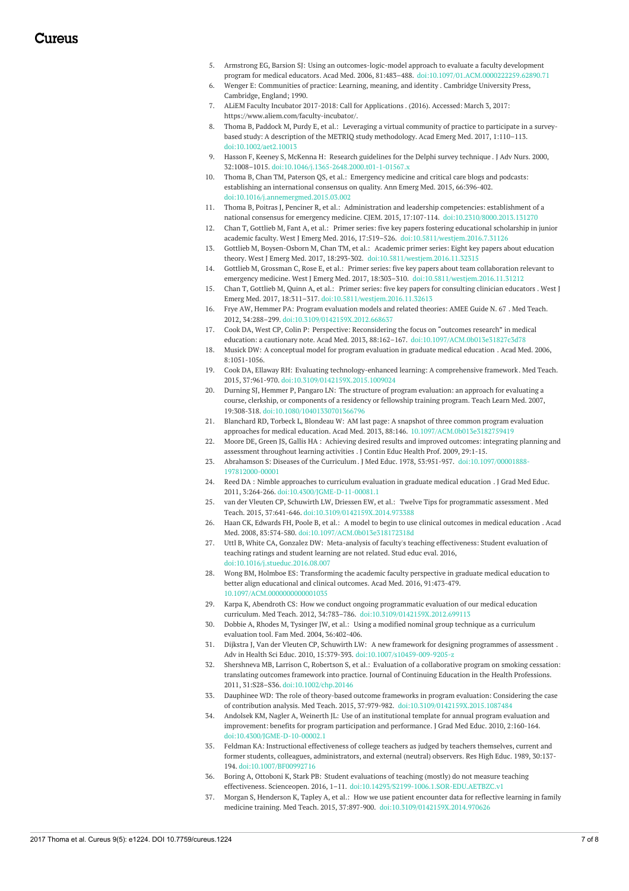5. Armstrong EG, Barsion SJ: Using an outcomes-logic-model approach to evaluate a faculty development program for medical educators. Acad Med. 2006, 81:483–488. doi:10.1097/01.ACM.0000222259.62890.71
6. Wenger E: Communities of practice: Learning, meaning, and identity . Cambridge University Press, Cambridge, England; 1990.
7. ALiEM Faculty Incubator 2017-2018: Call for Applications . (2016). Accessed: March 3, 2017: https://www.aliem.com/faculty-incubator/.
8. Thoma B, Paddock M, Purdy E, et al.: Leveraging a virtual community of practice to participate in a survey-based study: A description of the METRIQ study methodology. Acad Emerg Med. 2017, 1:110–113. doi:10.1002/aet2.10013
9. Hasson F, Keeney S, McKenna H: Research guidelines for the Delphi survey technique . J Adv Nurs. 2000, 32:1008–1015. doi:10.1046/j.1365-2648.2000.t01-1-01567.x
10. Thoma B, Chan TM, Paterson QS, et al.: Emergency medicine and critical care blogs and podcasts: establishing an international consensus on quality. Ann Emerg Med. 2015, 66:396-402. doi:10.1016/j.annemergmed.2015.03.002
11. Thoma B, Poitras J, Penciner R, et al.: Administration and leadership competencies: establishment of a national consensus for emergency medicine. CJEM. 2015, 17:107-114. doi:10.2310/8000.2013.131270
12. Chan T, Gottlieb M, Fant A, et al.: Primer series: five key papers fostering educational scholarship in junior academic faculty. West J Emerg Med. 2016, 17:519–526. doi:10.5811/westjem.2016.7.31126
13. Gottlieb M, Boysen-Osborn M, Chan TM, et al.: Academic primer series: Eight key papers about education theory. West J Emerg Med. 2017, 18:293-302. doi:10.5811/westjem.2016.11.32315
14. Gottlieb M, Grossman C, Rose E, et al.: Primer series: five key papers about team collaboration relevant to emergency medicine. West J Emerg Med. 2017, 18:303–310. doi:10.5811/westjem.2016.11.31212
15. Chan T, Gottlieb M, Quinn A, et al.: Primer series: five key papers for consulting clinician educators . West J Emerg Med. 2017, 18:311–317. doi:10.5811/westjem.2016.11.32613
16. Frye AW, Hemmer PA: Program evaluation models and related theories: AMEE Guide N. 67 . Med Teach. 2012, 34:288–299. doi:10.3109/0142159X.2012.668637
17. Cook DA, West CP, Colin P: Perspective: Reconsidering the focus on "outcomes research" in medical education: a cautionary note. Acad Med. 2013, 88:162–167. doi:10.1097/ACM.0b013e31827c3d78
18. Musick DW: A conceptual model for program evaluation in graduate medical education . Acad Med. 2006, 8:1051-1056.
19. Cook DA, Ellaway RH: Evaluating technology-enhanced learning: A comprehensive framework. Med Teach. 2015, 37:961-970. doi:10.3109/0142159X.2015.1009024
20. Durning SJ, Hemmer P, Pangaro LN: The structure of program evaluation: an approach for evaluating a course, clerkship, or components of a residency or fellowship training program. Teach Learn Med. 2007, 19:308-318. doi:10.1080/10401330701366796
21. Blanchard RD, Torbeck L, Blondeau W: AM last page: A snapshot of three common program evaluation approaches for medical education. Acad Med. 2013, 88:146. 10.1097/ACM.0b013e3182759419
22. Moore DE, Green JS, Gallis HA : Achieving desired results and improved outcomes: integrating planning and assessment throughout learning activities . J Contin Educ Health Prof. 2009, 29:1-15.
23. Abrahamson S: Diseases of the Curriculum . J Med Educ. 1978, 53:951-957. doi:10.1097/00001888-197812000-00001
24. Reed DA : Nimble approaches to curriculum evaluation in graduate medical education . J Grad Med Educ. 2011, 3:264-266. doi:10.4300/JGME-D-11-00081.1
25. van der Vleuten CP, Schuwirth LW, Driessen EW, et al.: Twelve Tips for programmatic assessment . Med Teach. 2015, 37:641-646. doi:10.3109/0142159X.2014.973388
26. Haan CK, Edwards FH, Poole B, et al.: A model to begin to use clinical outcomes in medical education . Acad Med. 2008, 83:574-580. doi:10.1097/ACM.0b013e318172318d
27. Uttl B, White CA, Gonzalez DW: Meta-analysis of faculty's teaching effectiveness: Student evaluation of teaching ratings and student learning are not related. Stud educ eval. 2016, doi:10.1016/j.stueduc.2016.08.007
28. Wong BM, Holmboe ES: Transforming the academic faculty perspective in graduate medical education to better align educational and clinical outcomes. Acad Med. 2016, 91:473-479. 10.1097/ACM.0000000000001035
29. Karpa K, Abendroth CS: How we conduct ongoing programmatic evaluation of our medical education curriculum. Med Teach. 2012, 34:783–786. doi:10.3109/0142159X.2012.699113
30. Dobbie A, Rhodes M, Tysinger JW, et al.: Using a modified nominal group technique as a curriculum evaluation tool. Fam Med. 2004, 36:402-406.
31. Dijkstra J, Van der Vleuten CP, Schuwirth LW: A new framework for designing programmes of assessment . Adv in Health Sci Educ. 2010, 15:379-393. doi:10.1007/s10459-009-9205-z
32. Shershneva MB, Larrison C, Robertson S, et al.: Evaluation of a collaborative program on smoking cessation: translating outcomes framework into practice. Journal of Continuing Education in the Health Professions. 2011, 31:S28–S36. doi:10.1002/chp.20146
33. Dauphinee WD: The role of theory-based outcome frameworks in program evaluation: Considering the case of contribution analysis. Med Teach. 2015, 37:979-982. doi:10.3109/0142159X.2015.1087484
34. Andolsek KM, Nagler A, Weinerth JL: Use of an institutional template for annual program evaluation and improvement: benefits for program participation and performance. J Grad Med Educ. 2010, 2:160-164. doi:10.4300/JGME-D-10-00002.1
35. Feldman KA: Instructional effectiveness of college teachers as judged by teachers themselves, current and former students, colleagues, administrators, and external (neutral) observers. Res High Educ. 1989, 30:137-194. doi:10.1007/BF00992716
36. Boring A, Ottoboni K, Stark PB: Student evaluations of teaching (mostly) do not measure teaching effectiveness. Scienceopen. 2016, 1–11. doi:10.14293/S2199-1006.1.SOR-EDU.AETBZC.v1
37. Morgan S, Henderson K, Tapley A, et al.: How we use patient encounter data for reflective learning in family medicine training. Med Teach. 2015, 37:897-900. doi:10.3109/0142159X.2014.970626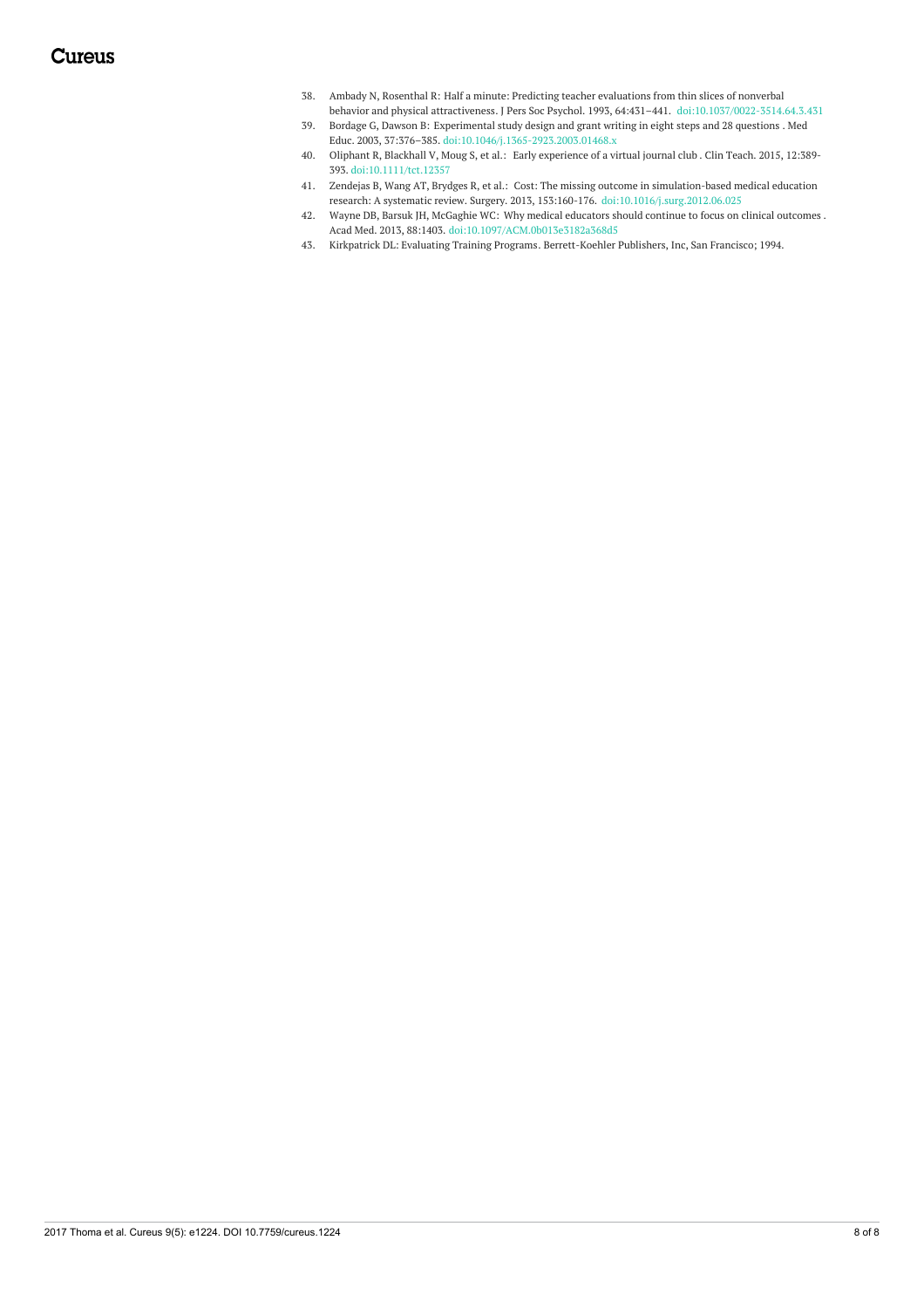38. Ambady N, Rosenthal R: Half a minute: Predicting teacher evaluations from thin slices of nonverbal behavior and physical attractiveness. J Pers Soc Psychol. 1993, 64:431–441. doi:10.1037/0022-3514.64.3.431
39. Bordage G, Dawson B: Experimental study design and grant writing in eight steps and 28 questions . Med Educ. 2003, 37:376–385. doi:10.1046/j.1365-2923.2003.01468.x
40. Oliphant R, Blackhall V, Moug S, et al.: Early experience of a virtual journal club . Clin Teach. 2015, 12:389-393. doi:10.1111/tct.12357
41. Zendejas B, Wang AT, Brydges R, et al.: Cost: The missing outcome in simulation-based medical education research: A systematic review. Surgery. 2013, 153:160-176. doi:10.1016/j.surg.2012.06.025
42. Wayne DB, Barsuk JH, McGaghie WC: Why medical educators should continue to focus on clinical outcomes . Acad Med. 2013, 88:1403. doi:10.1097/ACM.0b013e3182a368d5
43. Kirkpatrick DL: Evaluating Training Programs. Berrett-Koehler Publishers, Inc, San Francisco; 1994.